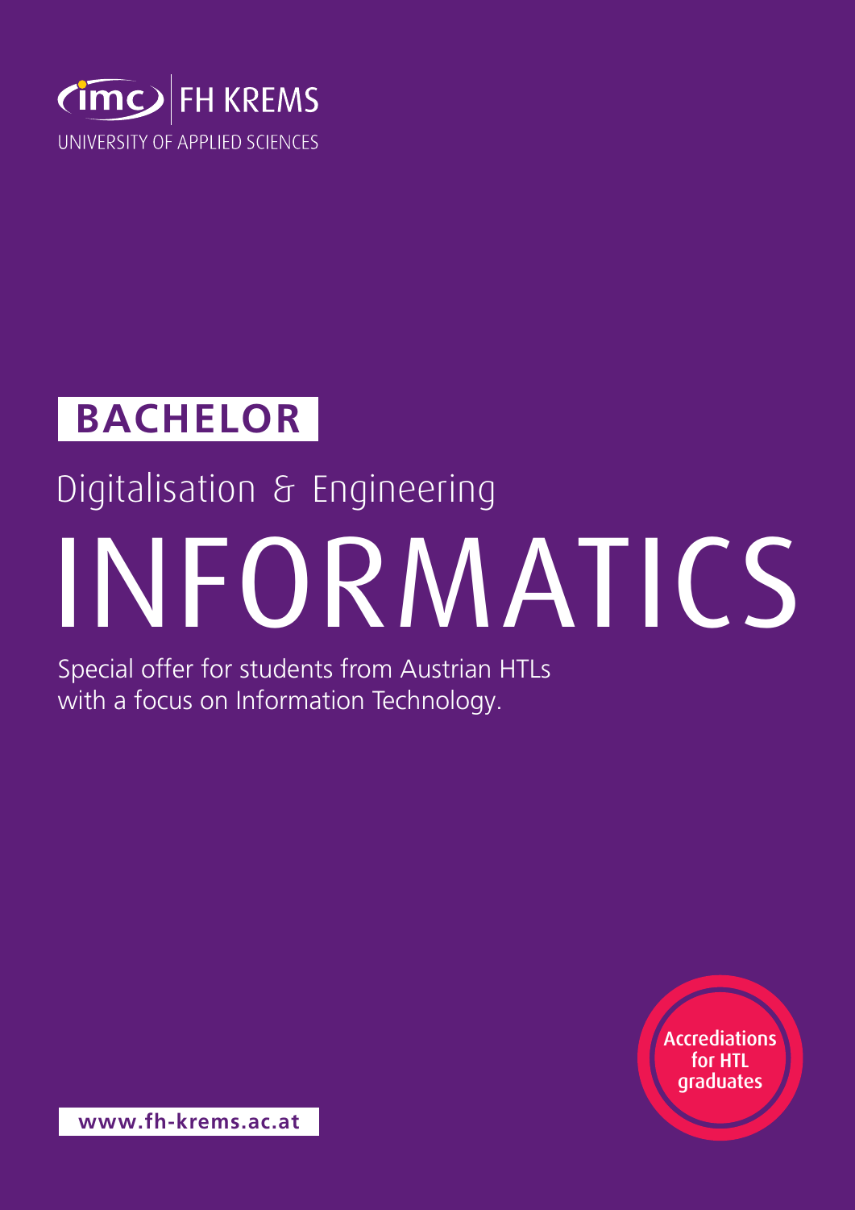imc FH KREMS
UNIVERSITY OF APPLIED SCIENCES

**BACHELOR**

## Digitalisation & Engineering

# INFORMATICS

Special offer for students from Austrian HTLs with a focus on Information Technology.

Accrediations for HTL graduates

**www.fh-krems.ac.at**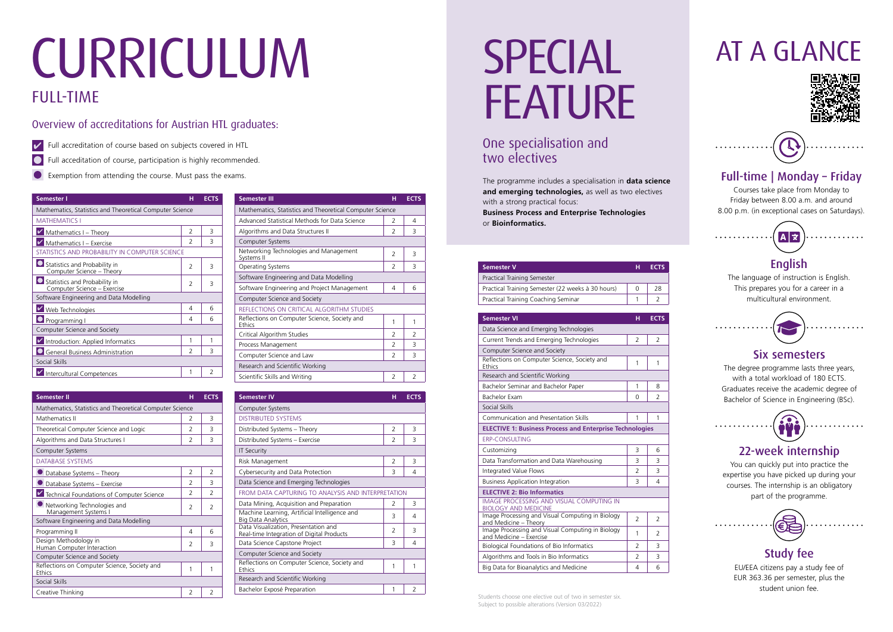# CURRICULUM

## FULL-TIME

### Overview of accreditations for Austrian HTL graduates:

- ✔ Full accreditation of course based on subjects covered in HTL
- ○ Full accreditation of course, participation is highly recommended.
- ● Exemption from attending the course. Must pass the exams.

| Semester I | H | ECTS |
|---|---|---|
| Mathematics, Statistics and Theoretical Computer Science | | |
| MATHEMATICS I | | |
| ✔ Mathematics I – Theory | 2 | 3 |
| ✔ Mathematics I – Exercise | 2 | 3 |
| STATISTICS AND PROBABILITY IN COMPUTER SCIENCE | | |
| ○ Statistics and Probability in Computer Science – Theory | 2 | 3 |
| ○ Statistics and Probability in Computer Science – Exercise | 2 | 3 |
| Software Engineering and Data Modelling | | |
| ✔ Web Technologies | 4 | 6 |
| ○ Programming I | 4 | 6 |
| Computer Science and Society | | |
| ✔ Introduction: Applied Informatics | 1 | 1 |
| ○ General Business Administration | 2 | 3 |
| Social Skills | | |
| ✔ Intercultural Competences | 1 | 2 |

| Semester II | H | ECTS |
|---|---|---|
| Mathematics, Statistics and Theoretical Computer Science | | |
| Mathematics II | 2 | 3 |
| Theoretical Computer Science and Logic | 2 | 3 |
| Algorithms and Data Structures I | 2 | 3 |
| Computer Systems | | |
| DATABASE SYSTEMS | | |
| ● Database Systems – Theory | 2 | 2 |
| ● Database Systems – Exercise | 2 | 3 |
| ✔ Technical Foundations of Computer Science | 2 | 2 |
| ● Networking Technologies and Management Systems I | 2 | 2 |
| Software Engineering and Data Modelling | | |
| Programming II | 4 | 6 |
| Design Methodology in Human Computer Interaction | 2 | 3 |
| Computer Science and Society | | |
| Reflections on Computer Science, Society and Ethics | 1 | 1 |
| Social Skills | | |
| Creative Thinking | 2 | 2 |

| Semester III | H | ECTS |
|---|---|---|
| Mathematics, Statistics and Theoretical Computer Science | | |
| Advanced Statistical Methods for Data Science | 2 | 4 |
| Algorithms and Data Structures II | 2 | 3 |
| Computer Systems | | |
| Networking Technologies and Management Systems II | 2 | 3 |
| Operating Systems | 2 | 3 |
| Software Engineering and Data Modelling | | |
| Software Engineering and Project Management | 4 | 6 |
| Computer Science and Society | | |
| REFLECTIONS ON CRITICAL ALGORITHM STUDIES | | |
| Reflections on Computer Science, Society and Ethics | 1 | 1 |
| Critical Algorithm Studies | 2 | 2 |
| Process Management | 2 | 3 |
| Computer Science and Law | 2 | 3 |
| Research and Scientific Working | | |
| Scientific Skills and Writing | 2 | 2 |

| Semester IV | H | ECTS |
|---|---|---|
| Computer Systems | | |
| DISTRIBUTED SYSTEMS | | |
| Distributed Systems – Theory | 2 | 3 |
| Distributed Systems – Exercise | 2 | 3 |
| IT Security | | |
| Risk Management | 2 | 3 |
| Cybersecurity and Data Protection | 3 | 4 |
| Data Science and Emerging Technologies | | |
| FROM DATA CAPTURING TO ANALYSIS AND INTERPRETATION | | |
| Data Mining, Acquisition and Preparation | 2 | 3 |
| Machine Learning, Artificial Intelligence and Big Data Analytics | 3 | 4 |
| Data Visualization, Presentation and Real-time Integration of Digital Products | 2 | 3 |
| Data Science Capstone Project | 3 | 4 |
| Computer Science and Society | | |
| Reflections on Computer Science, Society and Ethics | 1 | 1 |
| Research and Scientific Working | | |
| Bachelor Exposé Preparation | 1 | 2 |

# SPECIAL FEATURE

## One specialisation and two electives

The programme includes a specialisation in **data science and emerging technologies,** as well as two electives with a strong practical focus:
**Business Process and Enterprise Technologies** or **Bioinformatics.**

| Semester V | H | ECTS |
|---|---|---|
| Practical Training Semester | | |
| Practical Training Semester (22 weeks à 30 hours) | 0 | 28 |
| Practical Training Coaching Seminar | 1 | 2 |

| Semester VI | H | ECTS |
|---|---|---|
| Data Science and Emerging Technologies | | |
| Current Trends and Emerging Technologies | 2 | 2 |
| Computer Science and Society | | |
| Reflections on Computer Science, Society and Ethics | 1 | 1 |
| Research and Scientific Working | | |
| Bachelor Seminar and Bachelor Paper | 1 | 8 |
| Bachelor Exam | 0 | 2 |
| Social Skills | | |
| Communication and Presentation Skills | 1 | 1 |
| **ELECTIVE 1: Business Process and Enterprise Technologies** | | |
| ERP-CONSULTING | | |
| Customizing | 3 | 6 |
| Data Transformation and Data Warehousing | 3 | 3 |
| Integrated Value Flows | 2 | 3 |
| Business Application Integration | 3 | 4 |
| **ELECTIVE 2: Bio Informatics** | | |
| IMAGE PROCESSING AND VISUAL COMPUTING IN BIOLOGY AND MEDICINE | | |
| Image Processing and Visual Computing in Biology and Medicine – Theory | 2 | 2 |
| Image Processing and Visual Computing in Biology and Medicine – Exercise | 1 | 2 |
| Biological Foundations of Bio Informatics | 2 | 3 |
| Algorithms and Tools in Bio Informatics | 2 | 3 |
| Big Data for Bioanalytics and Medicine | 4 | 6 |

Students choose one elective out of two in semester six.
Subject to possible alterations (Version 03/2022)

# AT A GLANCE

### Full-time | Monday – Friday

Courses take place from Monday to Friday between 8.00 a.m. and around 8.00 p.m. (in exceptional cases on Saturdays).

### English

The language of instruction is English. This prepares you for a career in a multicultural environment.

### Six semesters

The degree programme lasts three years, with a total workload of 180 ECTS. Graduates receive the academic degree of Bachelor of Science in Engineering (BSc).

### 22-week internship

You can quickly put into practice the expertise you have picked up during your courses. The internship is an obligatory part of the programme.

### Study fee

EU/EEA citizens pay a study fee of EUR 363.36 per semester, plus the student union fee.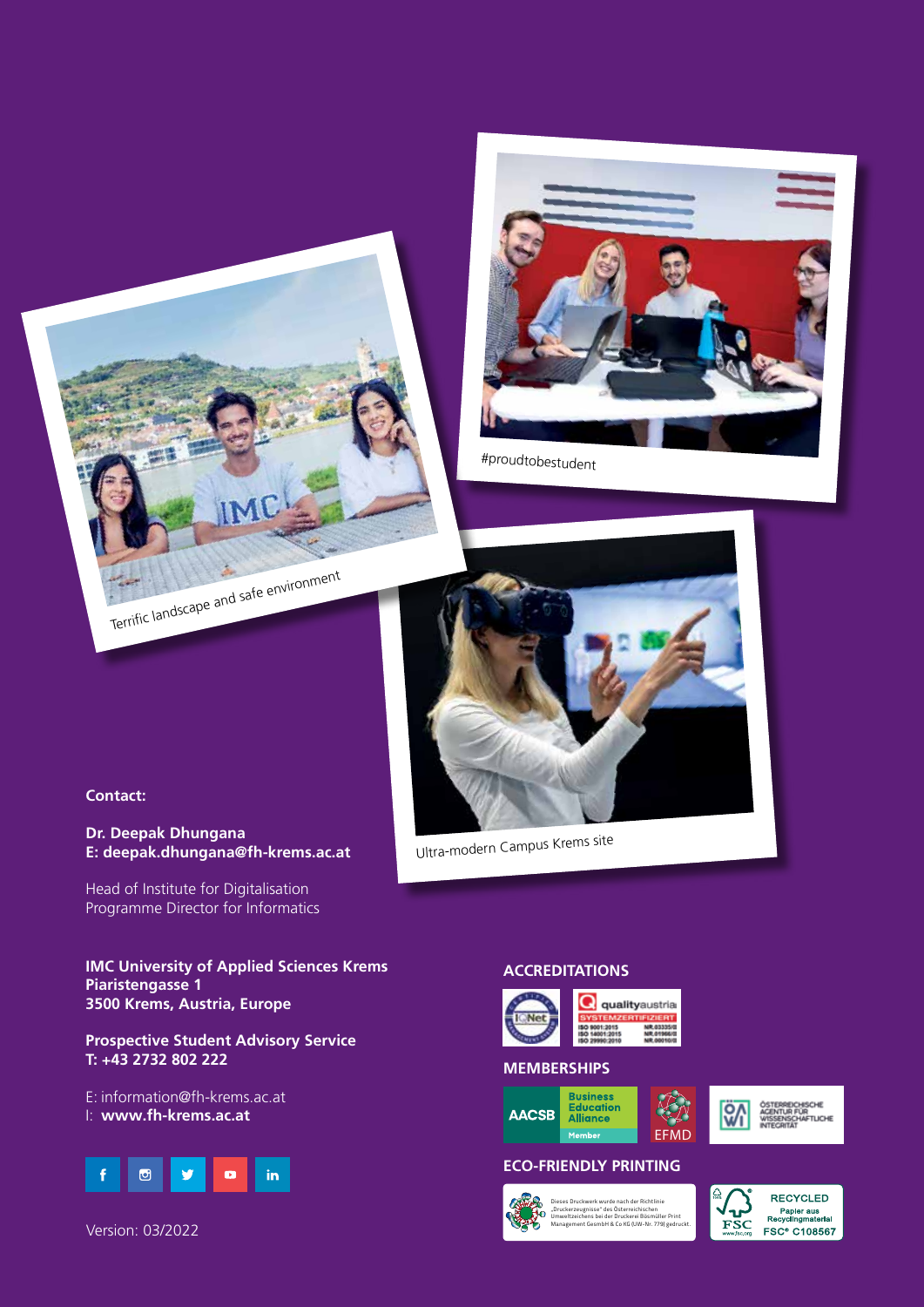Terrific landscape and safe environment

#proudtobestudent

Ultra-modern Campus Krems site

**Contact:**

**Dr. Deepak Dhungana**
**E: deepak.dhungana@fh-krems.ac.at**

Head of Institute for Digitalisation
Programme Director for Informatics

**IMC University of Applied Sciences Krems**
**Piaristengasse 1**
**3500 Krems, Austria, Europe**

**Prospective Student Advisory Service**
**T: +43 2732 802 222**

E: information@fh-krems.ac.at
I: **www.fh-krems.ac.at**

Version: 03/2022

## ACCREDITATIONS

## MEMBERSHIPS

## ECO-FRIENDLY PRINTING

Dieses Druckwerk wurde nach der Richtlinie „Druckerzeugnisse" des Österreichischen Umweltzeichens bei der Druckerei Bösmüller Print Management GesmbH & Co KG (UW-Nr. 779) gedruckt.

RECYCLED
Papier aus Recyclingmaterial
FSC® C108567